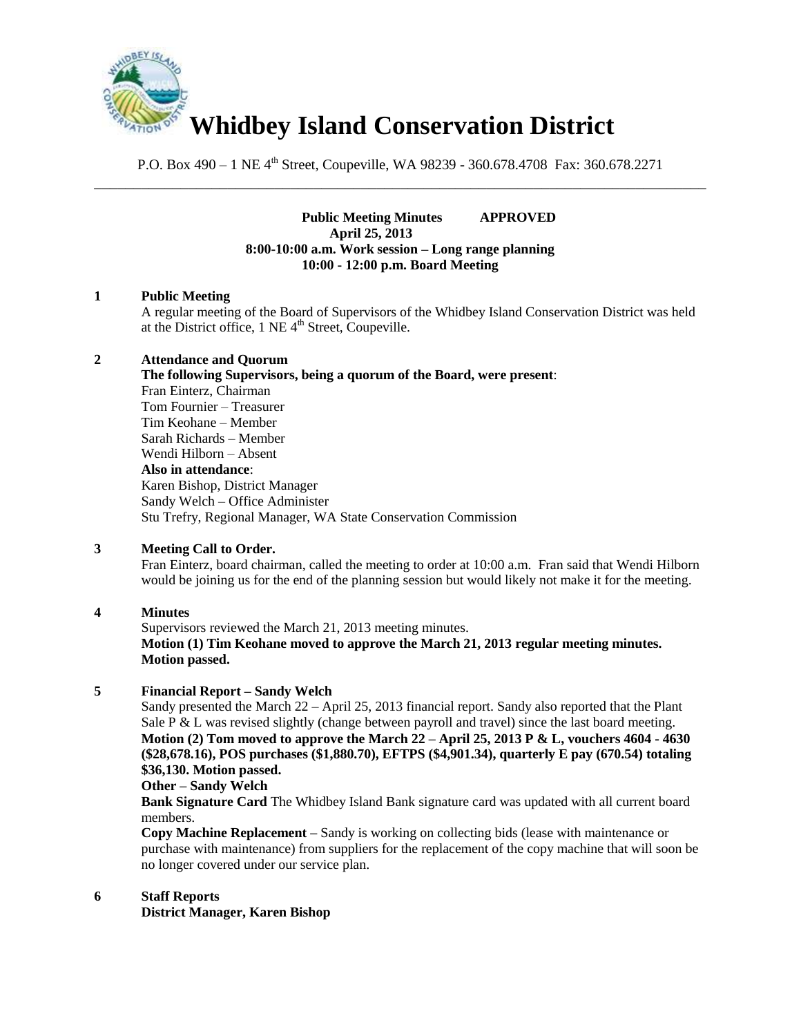# Whidbey Island Conservation District

P.O. Box 490 – 1 NE 4th Street, Coupeville, WA 98239 - 360.678.4708 Fax: 360.678.2271

---

**Public Meeting Minutes APPROVED**
**April 25, 2013**
**8:00-10:00 a.m. Work session – Long range planning**
**10:00 - 12:00 p.m. Board Meeting**

## 1 Public Meeting

A regular meeting of the Board of Supervisors of the Whidbey Island Conservation District was held at the District office, 1 NE 4th Street, Coupeville.

## 2 Attendance and Quorum

**The following Supervisors, being a quorum of the Board, were present**:
Fran Einterz, Chairman
Tom Fournier – Treasurer
Tim Keohane – Member
Sarah Richards – Member
Wendi Hilborn – Absent
**Also in attendance**:
Karen Bishop, District Manager
Sandy Welch – Office Administer
Stu Trefry, Regional Manager, WA State Conservation Commission

## 3 Meeting Call to Order.

Fran Einterz, board chairman, called the meeting to order at 10:00 a.m. Fran said that Wendi Hilborn would be joining us for the end of the planning session but would likely not make it for the meeting.

## 4 Minutes

Supervisors reviewed the March 21, 2013 meeting minutes.
**Motion (1) Tim Keohane moved to approve the March 21, 2013 regular meeting minutes. Motion passed.**

## 5 Financial Report – Sandy Welch

Sandy presented the March 22 – April 25, 2013 financial report. Sandy also reported that the Plant Sale P & L was revised slightly (change between payroll and travel) since the last board meeting.
**Motion (2) Tom moved to approve the March 22 – April 25, 2013 P & L, vouchers 4604 - 4630 ($28,678.16), POS purchases ($1,880.70), EFTPS ($4,901.34), quarterly E pay (670.54) totaling $36,130. Motion passed.**

**Other – Sandy Welch**

**Bank Signature Card** The Whidbey Island Bank signature card was updated with all current board members.

**Copy Machine Replacement –** Sandy is working on collecting bids (lease with maintenance or purchase with maintenance) from suppliers for the replacement of the copy machine that will soon be no longer covered under our service plan.

## 6 Staff Reports

**District Manager, Karen Bishop**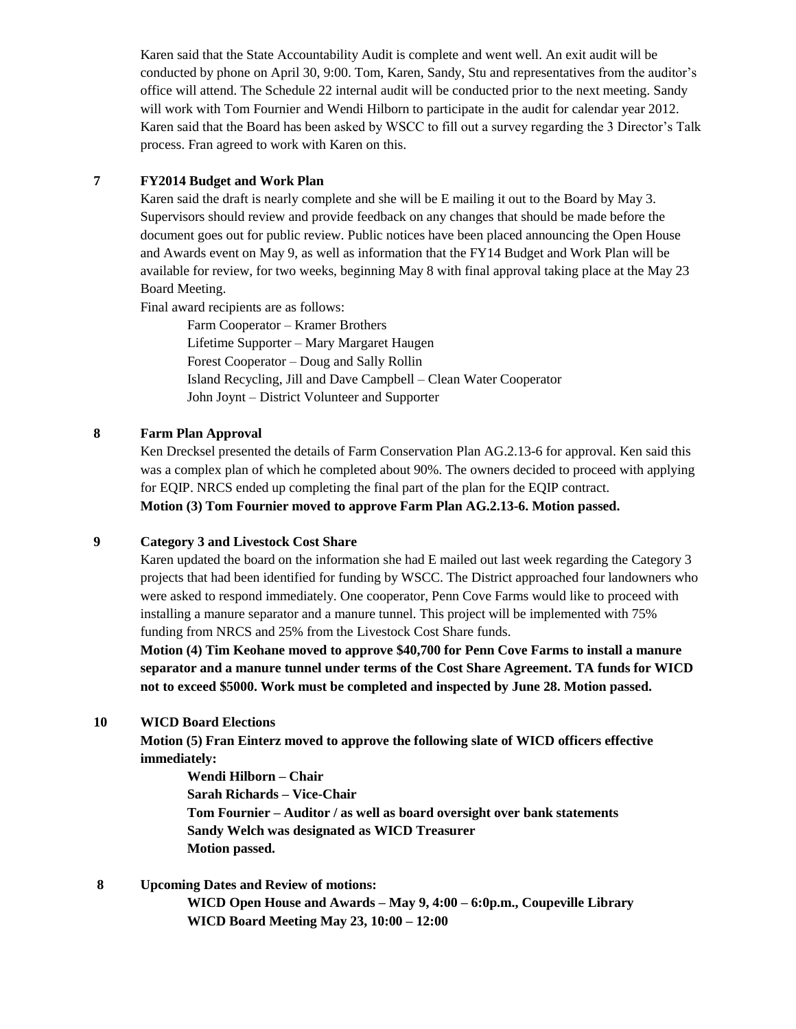Karen said that the State Accountability Audit is complete and went well. An exit audit will be conducted by phone on April 30, 9:00. Tom, Karen, Sandy, Stu and representatives from the auditor's office will attend. The Schedule 22 internal audit will be conducted prior to the next meeting. Sandy will work with Tom Fournier and Wendi Hilborn to participate in the audit for calendar year 2012. Karen said that the Board has been asked by WSCC to fill out a survey regarding the 3 Director's Talk process. Fran agreed to work with Karen on this.

**7 FY2014 Budget and Work Plan**

Karen said the draft is nearly complete and she will be E mailing it out to the Board by May 3. Supervisors should review and provide feedback on any changes that should be made before the document goes out for public review. Public notices have been placed announcing the Open House and Awards event on May 9, as well as information that the FY14 Budget and Work Plan will be available for review, for two weeks, beginning May 8 with final approval taking place at the May 23 Board Meeting.

Final award recipients are as follows:

Farm Cooperator – Kramer Brothers
Lifetime Supporter – Mary Margaret Haugen
Forest Cooperator – Doug and Sally Rollin
Island Recycling, Jill and Dave Campbell – Clean Water Cooperator
John Joynt – District Volunteer and Supporter

**8 Farm Plan Approval**

Ken Drecksel presented the details of Farm Conservation Plan AG.2.13-6 for approval. Ken said this was a complex plan of which he completed about 90%. The owners decided to proceed with applying for EQIP. NRCS ended up completing the final part of the plan for the EQIP contract.

**Motion (3) Tom Fournier moved to approve Farm Plan AG.2.13-6. Motion passed.**

**9 Category 3 and Livestock Cost Share**

Karen updated the board on the information she had E mailed out last week regarding the Category 3 projects that had been identified for funding by WSCC. The District approached four landowners who were asked to respond immediately. One cooperator, Penn Cove Farms would like to proceed with installing a manure separator and a manure tunnel. This project will be implemented with 75% funding from NRCS and 25% from the Livestock Cost Share funds.

**Motion (4) Tim Keohane moved to approve $40,700 for Penn Cove Farms to install a manure separator and a manure tunnel under terms of the Cost Share Agreement. TA funds for WICD not to exceed $5000. Work must be completed and inspected by June 28. Motion passed.**

**10 WICD Board Elections**

**Motion (5) Fran Einterz moved to approve the following slate of WICD officers effective immediately:**

**Wendi Hilborn – Chair**
**Sarah Richards – Vice-Chair**
**Tom Fournier – Auditor / as well as board oversight over bank statements**
**Sandy Welch was designated as WICD Treasurer**
**Motion passed.**

**8 Upcoming Dates and Review of motions:**

**WICD Open House and Awards – May 9, 4:00 – 6:0p.m., Coupeville Library**
**WICD Board Meeting May 23, 10:00 – 12:00**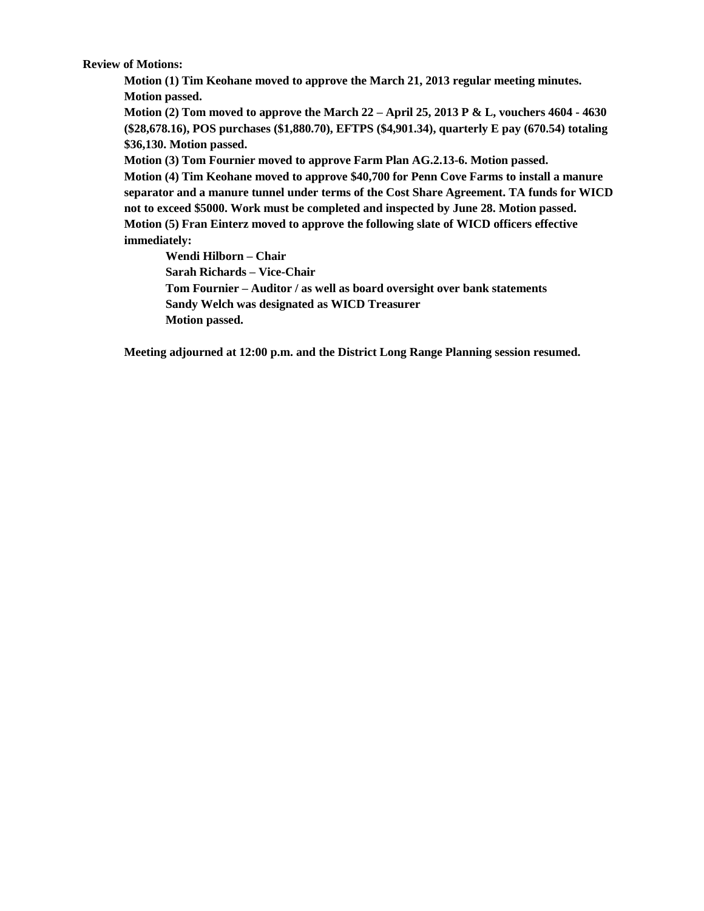**Review of Motions:**

**Motion (1) Tim Keohane moved to approve the March 21, 2013 regular meeting minutes. Motion passed.**

**Motion (2) Tom moved to approve the March 22 – April 25, 2013 P & L, vouchers 4604 - 4630 ($28,678.16), POS purchases ($1,880.70), EFTPS ($4,901.34), quarterly E pay (670.54) totaling $36,130. Motion passed.**

**Motion (3) Tom Fournier moved to approve Farm Plan AG.2.13-6. Motion passed.**

**Motion (4) Tim Keohane moved to approve $40,700 for Penn Cove Farms to install a manure separator and a manure tunnel under terms of the Cost Share Agreement. TA funds for WICD not to exceed $5000. Work must be completed and inspected by June 28. Motion passed.**

**Motion (5) Fran Einterz moved to approve the following slate of WICD officers effective immediately:**

**Wendi Hilborn – Chair**
**Sarah Richards – Vice-Chair**
**Tom Fournier – Auditor / as well as board oversight over bank statements**
**Sandy Welch was designated as WICD Treasurer**
**Motion passed.**

**Meeting adjourned at 12:00 p.m. and the District Long Range Planning session resumed.**